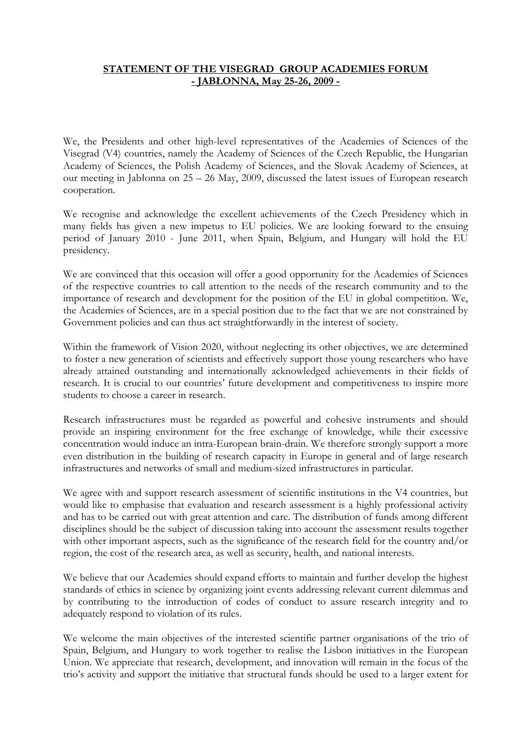# **STATEMENT OF THE VISEGRAD GROUP ACADEMIES FORUM - JABŁONNA, May 25-26, 2009 -**

We, the Presidents and other high-level representatives of the Academies of Sciences of the Visegrad (V4) countries, namely the Academy of Sciences of the Czech Republic, the Hungarian Academy of Sciences, the Polish Academy of Sciences, and the Slovak Academy of Sciences, at our meeting in Jabłonna on 25 – 26 May, 2009, discussed the latest issues of European research cooperation.

We recognise and acknowledge the excellent achievements of the Czech Presidency which in many fields has given a new impetus to EU policies. We are looking forward to the ensuing period of January 2010 - June 2011, when Spain, Belgium, and Hungary will hold the EU presidency.

We are convinced that this occasion will offer a good opportunity for the Academies of Sciences of the respective countries to call attention to the needs of the research community and to the importance of research and development for the position of the EU in global competition. We, the Academies of Sciences, are in a special position due to the fact that we are not constrained by Government policies and can thus act straightforwardly in the interest of society.

Within the framework of Vision 2020, without neglecting its other objectives, we are determined to foster a new generation of scientists and effectively support those young researchers who have already attained outstanding and internationally acknowledged achievements in their fields of research. It is crucial to our countries' future development and competitiveness to inspire more students to choose a career in research.

Research infrastructures must be regarded as powerful and cohesive instruments and should provide an inspiring environment for the free exchange of knowledge, while their excessive concentration would induce an intra-European brain-drain. We therefore strongly support a more even distribution in the building of research capacity in Europe in general and of large research infrastructures and networks of small and medium-sized infrastructures in particular.

We agree with and support research assessment of scientific institutions in the V4 countries, but would like to emphasise that evaluation and research assessment is a highly professional activity and has to be carried out with great attention and care. The distribution of funds among different disciplines should be the subject of discussion taking into account the assessment results together with other important aspects, such as the significance of the research field for the country and/or region, the cost of the research area, as well as security, health, and national interests.

We believe that our Academies should expand efforts to maintain and further develop the highest standards of ethics in science by organizing joint events addressing relevant current dilemmas and by contributing to the introduction of codes of conduct to assure research integrity and to adequately respond to violation of its rules.

We welcome the main objectives of the interested scientific partner organisations of the trio of Spain, Belgium, and Hungary to work together to realise the Lisbon initiatives in the European Union. We appreciate that research, development, and innovation will remain in the focus of the trio's activity and support the initiative that structural funds should be used to a larger extent for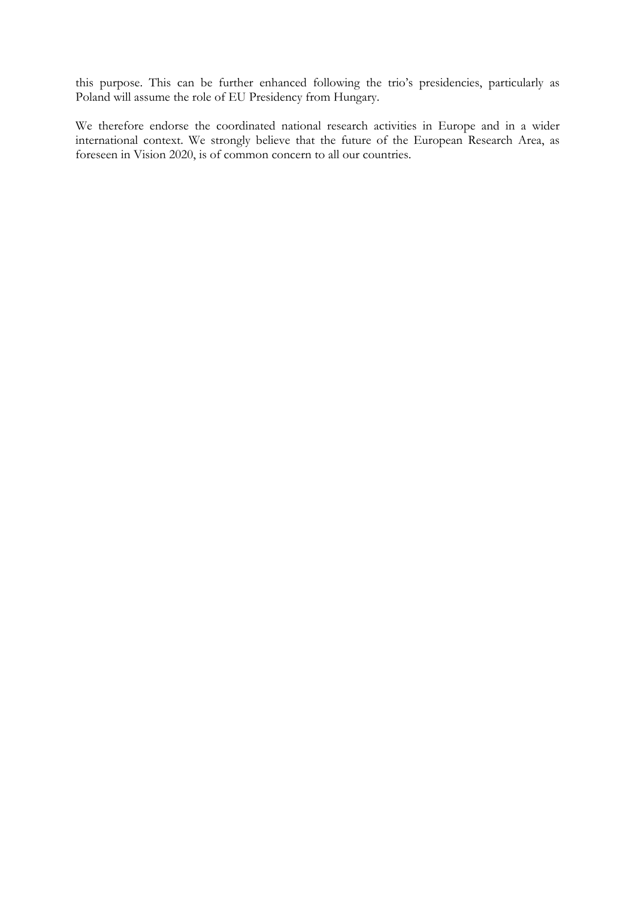this purpose. This can be further enhanced following the trio's presidencies, particularly as Poland will assume the role of EU Presidency from Hungary.

We therefore endorse the coordinated national research activities in Europe and in a wider international context. We strongly believe that the future of the European Research Area, as foreseen in Vision 2020, is of common concern to all our countries.